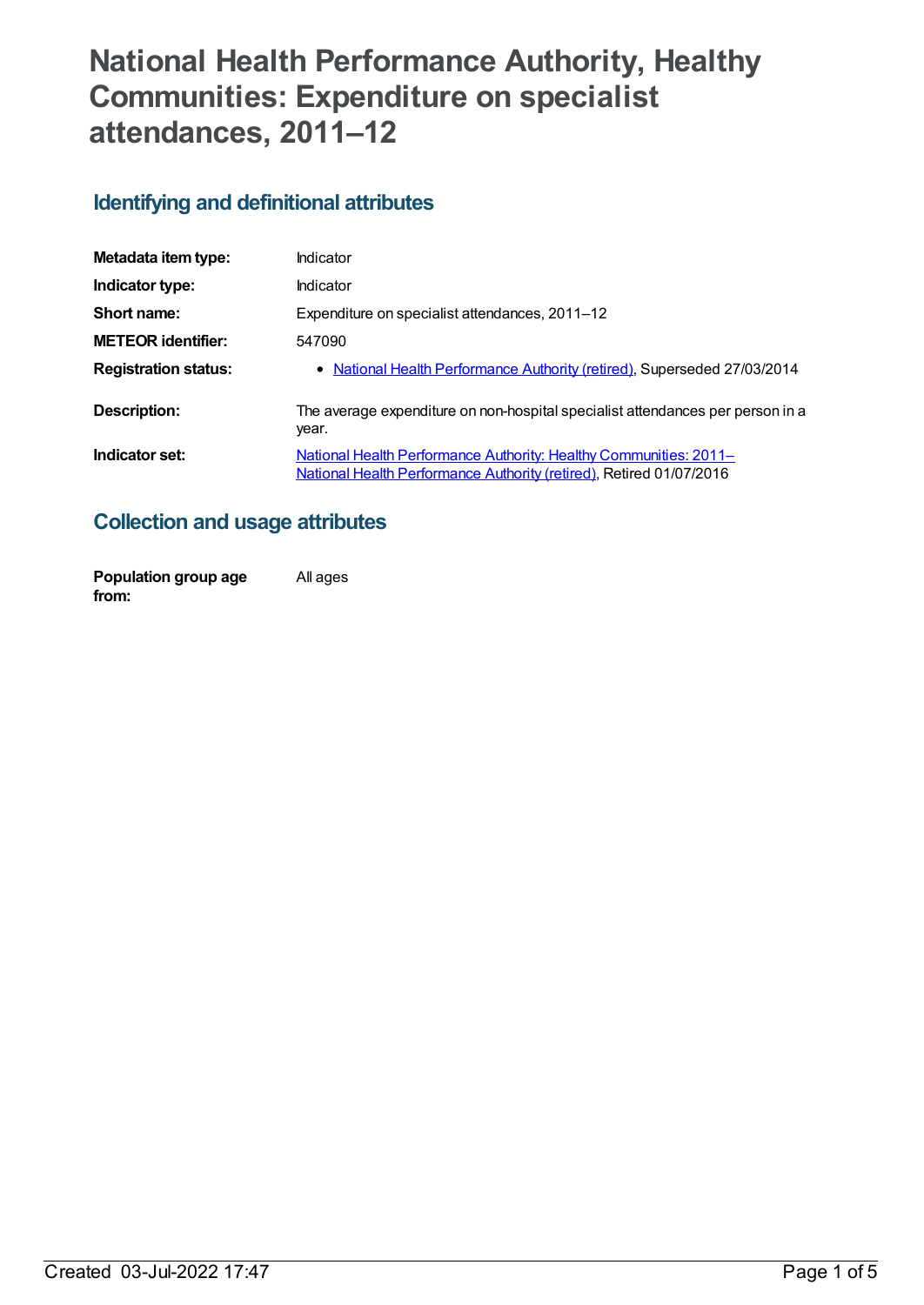# National Health Performance Authority, Healthy Communities: Expenditure on specialist attendances, 2011–12

## Identifying and definitional attributes

| | |
|---|---|
| **Metadata item type:** | Indicator |
| **Indicator type:** | Indicator |
| **Short name:** | Expenditure on specialist attendances, 2011–12 |
| **METEOR identifier:** | 547090 |
| **Registration status:** | • National Health Performance Authority (retired), Superseded 27/03/2014 |
| **Description:** | The average expenditure on non-hospital specialist attendances per person in a year. |
| **Indicator set:** | National Health Performance Authority: Healthy Communities: 2011– National Health Performance Authority (retired), Retired 01/07/2016 |

## Collection and usage attributes

| | |
|---|---|
| **Population group age from:** | All ages |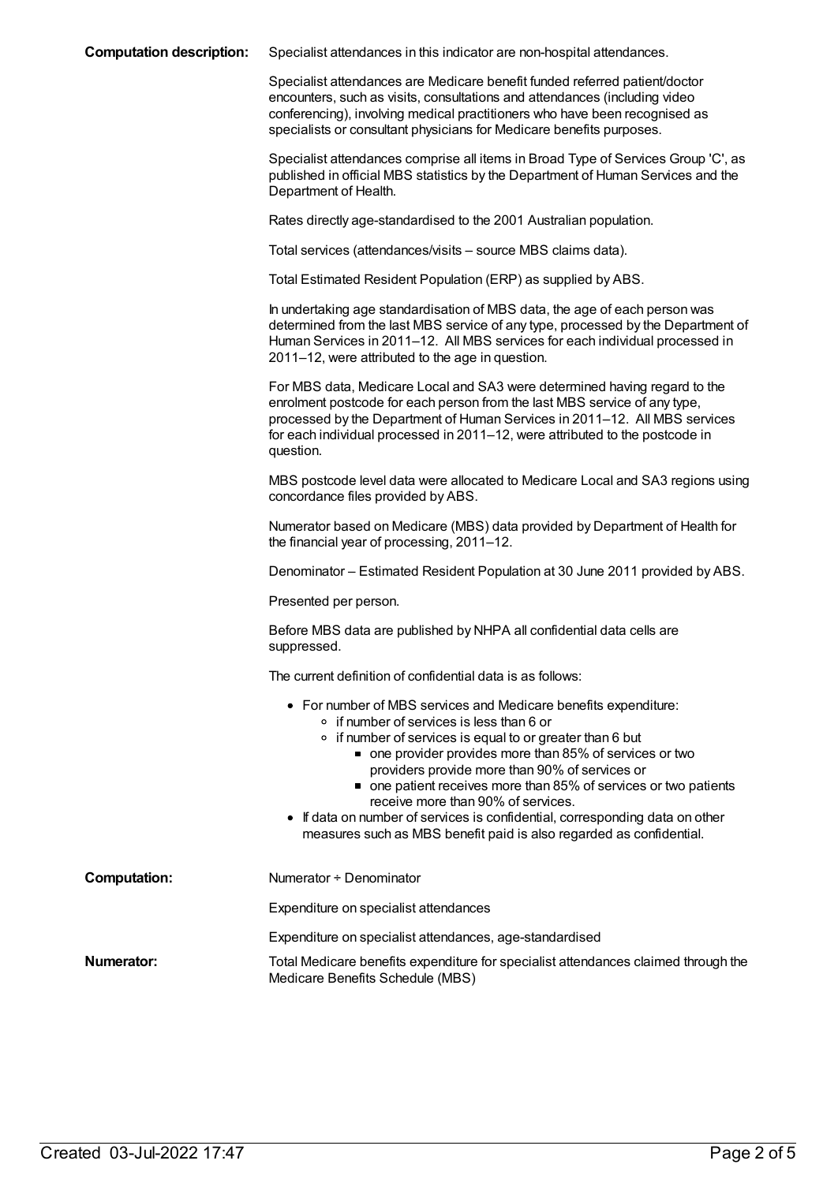**Computation description:** Specialist attendances in this indicator are non-hospital attendances.

Specialist attendances are Medicare benefit funded referred patient/doctor encounters, such as visits, consultations and attendances (including video conferencing), involving medical practitioners who have been recognised as specialists or consultant physicians for Medicare benefits purposes.

Specialist attendances comprise all items in Broad Type of Services Group 'C', as published in official MBS statistics by the Department of Human Services and the Department of Health.

Rates directly age-standardised to the 2001 Australian population.

Total services (attendances/visits – source MBS claims data).

Total Estimated Resident Population (ERP) as supplied by ABS.

In undertaking age standardisation of MBS data, the age of each person was determined from the last MBS service of any type, processed by the Department of Human Services in 2011–12. All MBS services for each individual processed in 2011–12, were attributed to the age in question.

For MBS data, Medicare Local and SA3 were determined having regard to the enrolment postcode for each person from the last MBS service of any type, processed by the Department of Human Services in 2011–12. All MBS services for each individual processed in 2011–12, were attributed to the postcode in question.

MBS postcode level data were allocated to Medicare Local and SA3 regions using concordance files provided by ABS.

Numerator based on Medicare (MBS) data provided by Department of Health for the financial year of processing, 2011–12.

Denominator – Estimated Resident Population at 30 June 2011 provided by ABS.

Presented per person.

Before MBS data are published by NHPA all confidential data cells are suppressed.

The current definition of confidential data is as follows:

- For number of MBS services and Medicare benefits expenditure:
  - if number of services is less than 6 or
  - if number of services is equal to or greater than 6 but
    - one provider provides more than 85% of services or two providers provide more than 90% of services or
    - one patient receives more than 85% of services or two patients receive more than 90% of services.
- If data on number of services is confidential, corresponding data on other measures such as MBS benefit paid is also regarded as confidential.

**Computation:** Numerator ÷ Denominator

Expenditure on specialist attendances

Expenditure on specialist attendances, age-standardised

**Numerator:** Total Medicare benefits expenditure for specialist attendances claimed through the Medicare Benefits Schedule (MBS)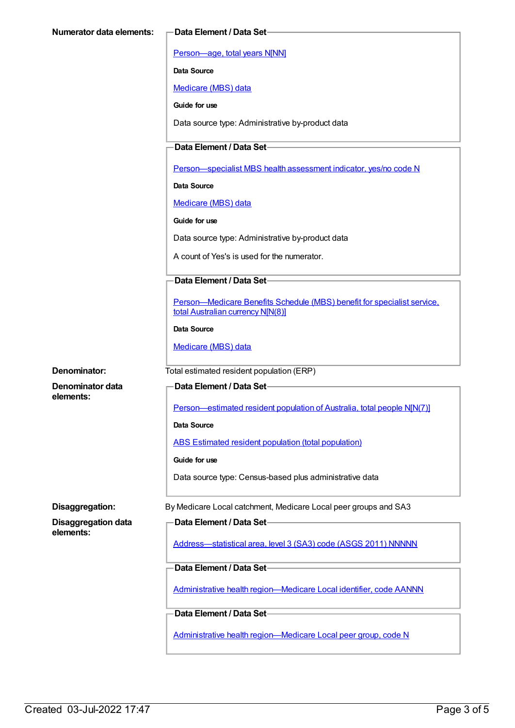**Numerator data elements:**

**Data Element / Data Set**

Person—age, total years N[NN]

**Data Source**

Medicare (MBS) data

**Guide for use**

Data source type: Administrative by-product data

**Data Element / Data Set**

Person—specialist MBS health assessment indicator, yes/no code N

**Data Source**

Medicare (MBS) data

**Guide for use**

Data source type: Administrative by-product data

A count of Yes's is used for the numerator.

**Data Element / Data Set**

Person—Medicare Benefits Schedule (MBS) benefit for specialist service, total Australian currency N[N(8)]

**Data Source**

Medicare (MBS) data

**Denominator:** Total estimated resident population (ERP)

**Denominator data elements:**

**Data Element / Data Set**

Person—estimated resident population of Australia, total people N[N(7)]

**Data Source**

ABS Estimated resident population (total population)

**Guide for use**

Data source type: Census-based plus administrative data

**Disaggregation:** By Medicare Local catchment, Medicare Local peer groups and SA3

**Disaggregation data elements:**

**Data Element / Data Set**

Address—statistical area, level 3 (SA3) code (ASGS 2011) NNNNN

**Data Element / Data Set**

Administrative health region—Medicare Local identifier, code AANNN

**Data Element / Data Set**

Administrative health region—Medicare Local peer group, code N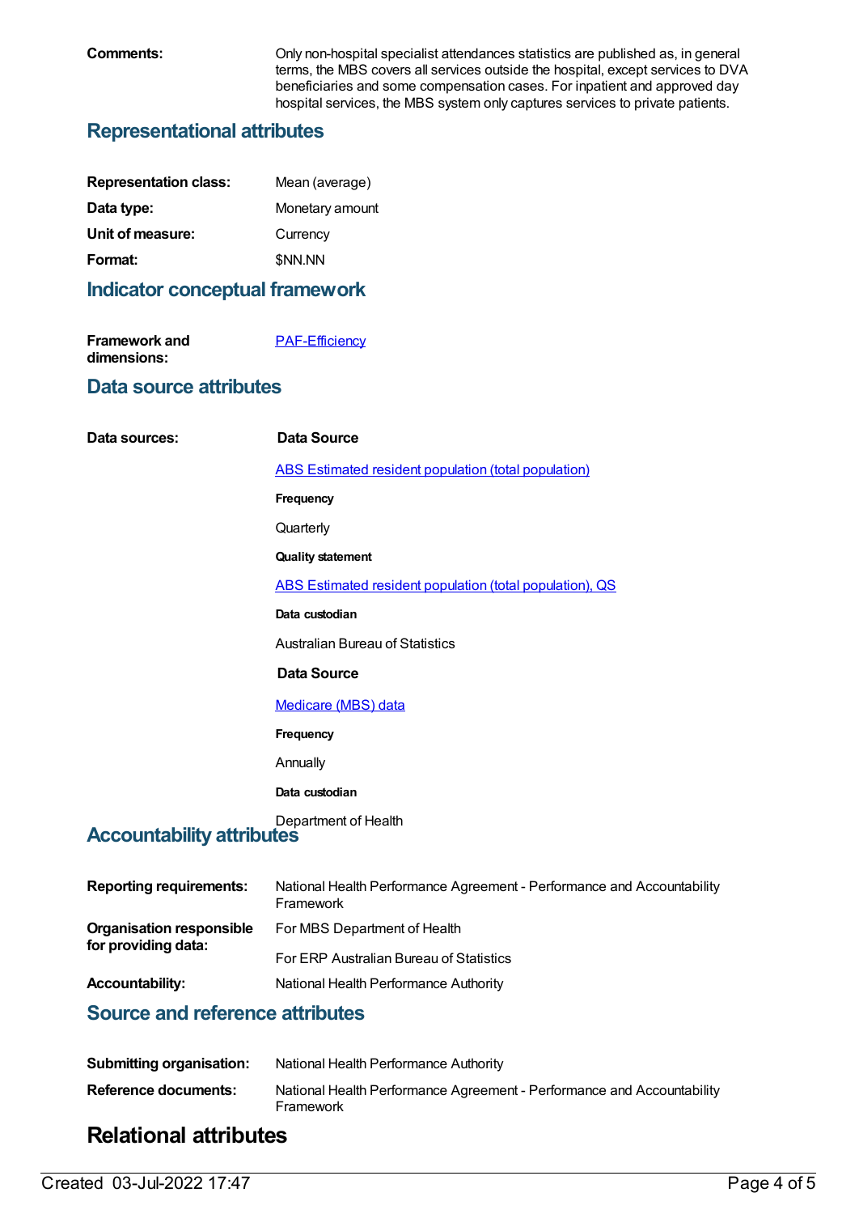**Comments:** Only non-hospital specialist attendances statistics are published as, in general terms, the MBS covers all services outside the hospital, except services to DVA beneficiaries and some compensation cases. For inpatient and approved day hospital services, the MBS system only captures services to private patients.

## Representational attributes

| | |
|---|---|
| **Representation class:** | Mean (average) |
| **Data type:** | Monetary amount |
| **Unit of measure:** | Currency |
| **Format:** | $NN.NN |

## Indicator conceptual framework

**Framework and dimensions:** PAF-Efficiency

## Data source attributes

**Data sources:**

**Data Source**

ABS Estimated resident population (total population)

**Frequency**

Quarterly

**Quality statement**

ABS Estimated resident population (total population), QS

**Data custodian**

Australian Bureau of Statistics

**Data Source**

Medicare (MBS) data

**Frequency**

Annually

**Data custodian**

Department of Health

## Accountability attributes

| | |
|---|---|
| **Reporting requirements:** | National Health Performance Agreement - Performance and Accountability Framework |
| **Organisation responsible for providing data:** | For MBS Department of Health<br>For ERP Australian Bureau of Statistics |
| **Accountability:** | National Health Performance Authority |

## Source and reference attributes

| | |
|---|---|
| **Submitting organisation:** | National Health Performance Authority |
| **Reference documents:** | National Health Performance Agreement - Performance and Accountability Framework |

# Relational attributes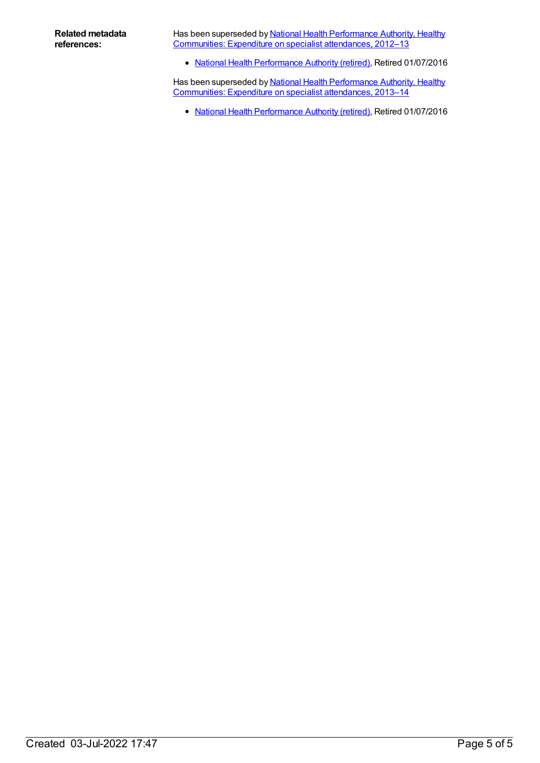**Related metadata references:**

Has been superseded by National Health Performance Authority, Healthy Communities: Expenditure on specialist attendances, 2012–13

- National Health Performance Authority (retired), Retired 01/07/2016

Has been superseded by National Health Performance Authority, Healthy Communities: Expenditure on specialist attendances, 2013–14

- National Health Performance Authority (retired), Retired 01/07/2016